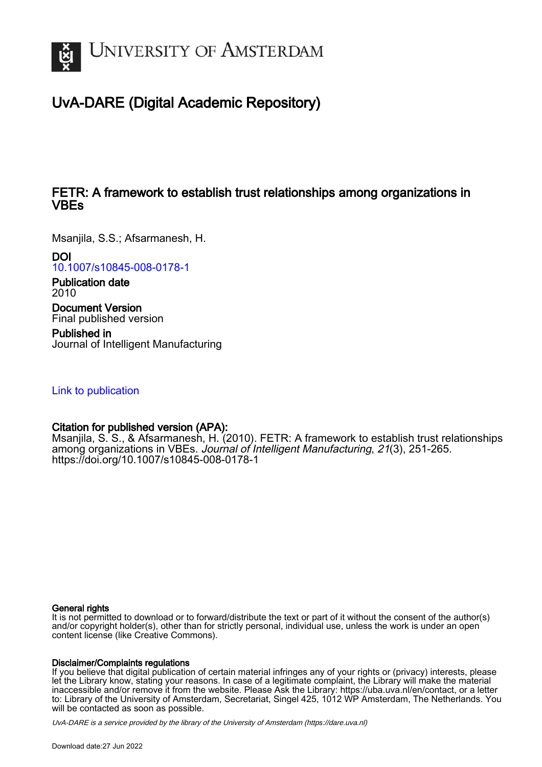UNIVERSITY OF AMSTERDAM

# UvA-DARE (Digital Academic Repository)

## FETR: A framework to establish trust relationships among organizations in VBEs

Msanjila, S.S.; Afsarmanesh, H.

**DOI**
10.1007/s10845-008-0178-1

**Publication date**
2010

**Document Version**
Final published version

**Published in**
Journal of Intelligent Manufacturing

Link to publication

**Citation for published version (APA):**
Msanjila, S. S., & Afsarmanesh, H. (2010). FETR: A framework to establish trust relationships among organizations in VBEs. *Journal of Intelligent Manufacturing*, *21*(3), 251-265. https://doi.org/10.1007/s10845-008-0178-1

**General rights**
It is not permitted to download or to forward/distribute the text or part of it without the consent of the author(s) and/or copyright holder(s), other than for strictly personal, individual use, unless the work is under an open content license (like Creative Commons).

**Disclaimer/Complaints regulations**
If you believe that digital publication of certain material infringes any of your rights or (privacy) interests, please let the Library know, stating your reasons. In case of a legitimate complaint, the Library will make the material inaccessible and/or remove it from the website. Please Ask the Library: https://uba.uva.nl/en/contact, or a letter to: Library of the University of Amsterdam, Secretariat, Singel 425, 1012 WP Amsterdam, The Netherlands. You will be contacted as soon as possible.

*UvA-DARE is a service provided by the library of the University of Amsterdam (https://dare.uva.nl)*

Download date:27 Jun 2022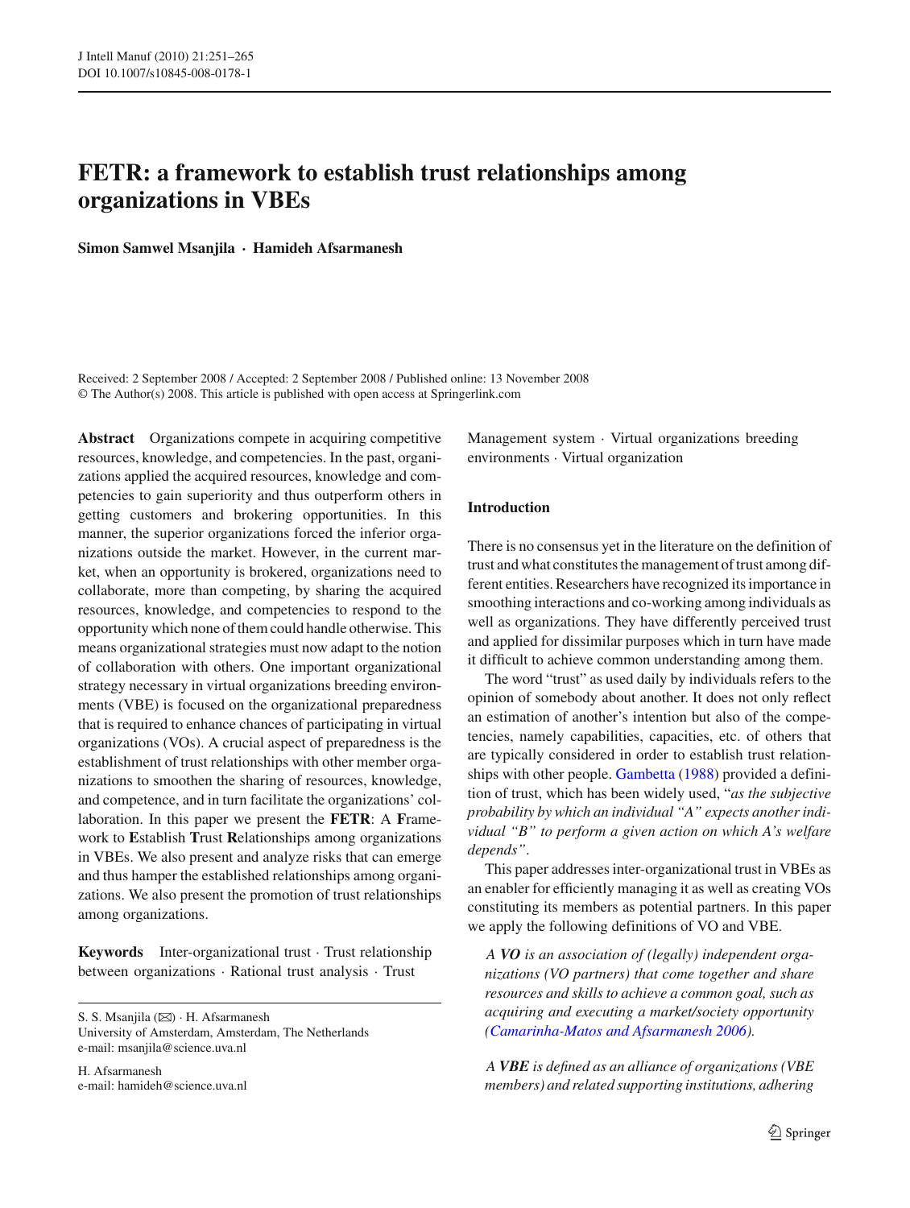# FETR: a framework to establish trust relationships among organizations in VBEs

**Simon Samwel Msanjila · Hamideh Afsarmanesh**

Received: 2 September 2008 / Accepted: 2 September 2008 / Published online: 13 November 2008
© The Author(s) 2008. This article is published with open access at Springerlink.com

**Abstract** Organizations compete in acquiring competitive resources, knowledge, and competencies. In the past, organizations applied the acquired resources, knowledge and competencies to gain superiority and thus outperform others in getting customers and brokering opportunities. In this manner, the superior organizations forced the inferior organizations outside the market. However, in the current market, when an opportunity is brokered, organizations need to collaborate, more than competing, by sharing the acquired resources, knowledge, and competencies to respond to the opportunity which none of them could handle otherwise. This means organizational strategies must now adapt to the notion of collaboration with others. One important organizational strategy necessary in virtual organizations breeding environments (VBE) is focused on the organizational preparedness that is required to enhance chances of participating in virtual organizations (VOs). A crucial aspect of preparedness is the establishment of trust relationships with other member organizations to smoothen the sharing of resources, knowledge, and competence, and in turn facilitate the organizations' collaboration. In this paper we present the **FETR**: A **F**ramework to **E**stablish **T**rust **R**elationships among organizations in VBEs. We also present and analyze risks that can emerge and thus hamper the established relationships among organizations. We also present the promotion of trust relationships among organizations.

**Keywords** Inter-organizational trust · Trust relationship between organizations · Rational trust analysis · Trust Management system · Virtual organizations breeding environments · Virtual organization

S. S. Msanjila (✉) · H. Afsarmanesh
University of Amsterdam, Amsterdam, The Netherlands
e-mail: msanjila@science.uva.nl

H. Afsarmanesh
e-mail: hamideh@science.uva.nl

## Introduction

There is no consensus yet in the literature on the definition of trust and what constitutes the management of trust among different entities. Researchers have recognized its importance in smoothing interactions and co-working among individuals as well as organizations. They have differently perceived trust and applied for dissimilar purposes which in turn have made it difficult to achieve common understanding among them.

The word "trust" as used daily by individuals refers to the opinion of somebody about another. It does not only reflect an estimation of another's intention but also of the competencies, namely capabilities, capacities, etc. of others that are typically considered in order to establish trust relationships with other people. Gambetta (1988) provided a definition of trust, which has been widely used, "*as the subjective probability by which an individual "A" expects another individual "B" to perform a given action on which A's welfare depends*".

This paper addresses inter-organizational trust in VBEs as an enabler for efficiently managing it as well as creating VOs constituting its members as potential partners. In this paper we apply the following definitions of VO and VBE.

> *A **VO** is an association of (legally) independent organizations (VO partners) that come together and share resources and skills to achieve a common goal, such as acquiring and executing a market/society opportunity (Camarinha-Matos and Afsarmanesh 2006).*

> *A **VBE** is defined as an alliance of organizations (VBE members) and related supporting institutions, adhering*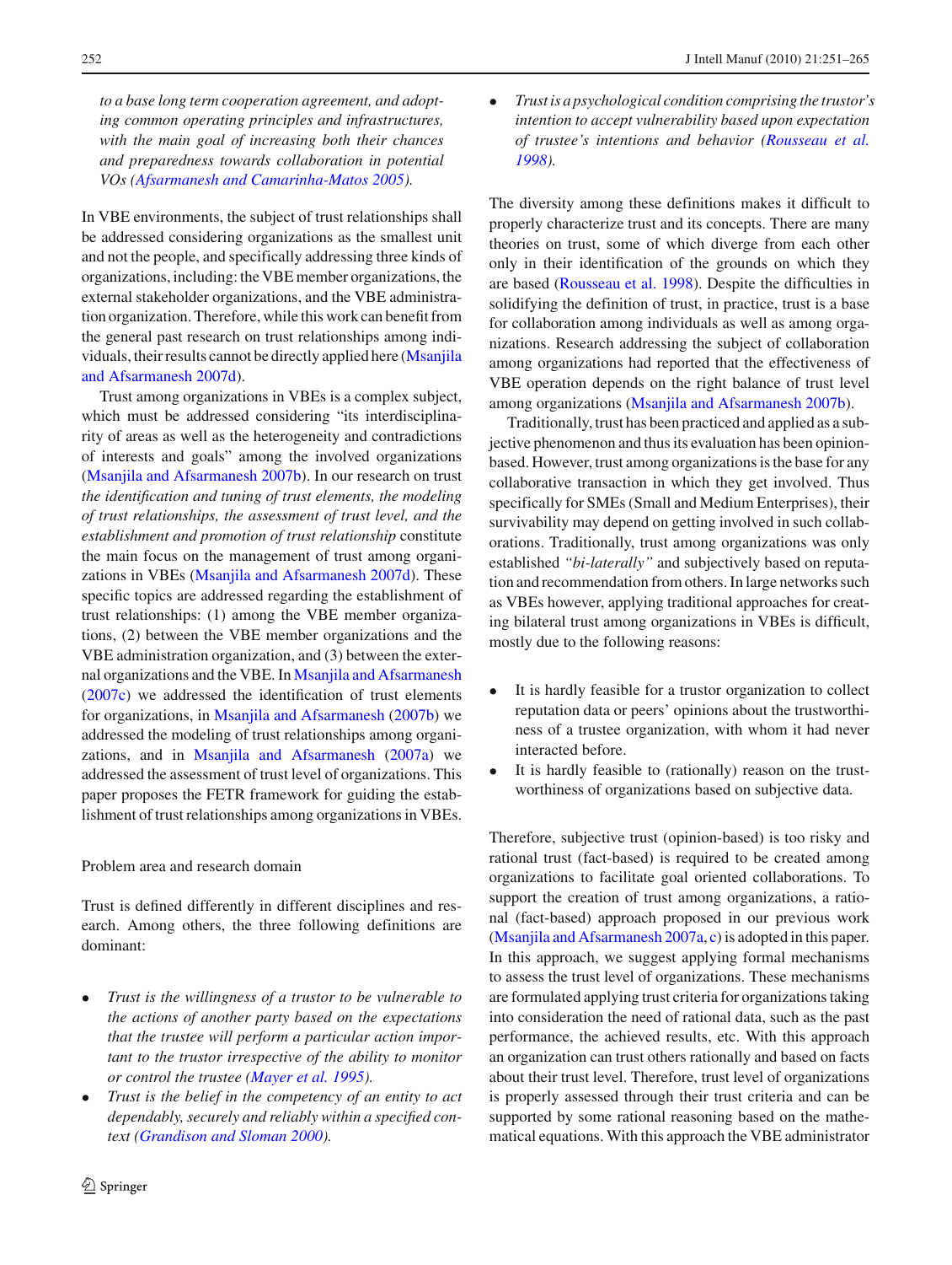*to a base long term cooperation agreement, and adopting common operating principles and infrastructures, with the main goal of increasing both their chances and preparedness towards collaboration in potential VOs (Afsarmanesh and Camarinha-Matos 2005).*

In VBE environments, the subject of trust relationships shall be addressed considering organizations as the smallest unit and not the people, and specifically addressing three kinds of organizations, including: the VBE member organizations, the external stakeholder organizations, and the VBE administration organization. Therefore, while this work can benefit from the general past research on trust relationships among individuals, their results cannot be directly applied here (Msanjila and Afsarmanesh 2007d).

Trust among organizations in VBEs is a complex subject, which must be addressed considering "its interdisciplinarity of areas as well as the heterogeneity and contradictions of interests and goals" among the involved organizations (Msanjila and Afsarmanesh 2007b). In our research on trust *the identification and tuning of trust elements, the modeling of trust relationships, the assessment of trust level, and the establishment and promotion of trust relationship* constitute the main focus on the management of trust among organizations in VBEs (Msanjila and Afsarmanesh 2007d). These specific topics are addressed regarding the establishment of trust relationships: (1) among the VBE member organizations, (2) between the VBE member organizations and the VBE administration organization, and (3) between the external organizations and the VBE. In Msanjila and Afsarmanesh (2007c) we addressed the identification of trust elements for organizations, in Msanjila and Afsarmanesh (2007b) we addressed the modeling of trust relationships among organizations, and in Msanjila and Afsarmanesh (2007a) we addressed the assessment of trust level of organizations. This paper proposes the FETR framework for guiding the establishment of trust relationships among organizations in VBEs.

## Problem area and research domain

Trust is defined differently in different disciplines and research. Among others, the three following definitions are dominant:

- *Trust is the willingness of a trustor to be vulnerable to the actions of another party based on the expectations that the trustee will perform a particular action important to the trustor irrespective of the ability to monitor or control the trustee (Mayer et al. 1995).*
- *Trust is the belief in the competency of an entity to act dependably, securely and reliably within a specified context (Grandison and Sloman 2000).*
- *Trust is a psychological condition comprising the trustor's intention to accept vulnerability based upon expectation of trustee's intentions and behavior (Rousseau et al. 1998).*

The diversity among these definitions makes it difficult to properly characterize trust and its concepts. There are many theories on trust, some of which diverge from each other only in their identification of the grounds on which they are based (Rousseau et al. 1998). Despite the difficulties in solidifying the definition of trust, in practice, trust is a base for collaboration among individuals as well as among organizations. Research addressing the subject of collaboration among organizations had reported that the effectiveness of VBE operation depends on the right balance of trust level among organizations (Msanjila and Afsarmanesh 2007b).

Traditionally, trust has been practiced and applied as a subjective phenomenon and thus its evaluation has been opinion-based. However, trust among organizations is the base for any collaborative transaction in which they get involved. Thus specifically for SMEs (Small and Medium Enterprises), their survivability may depend on getting involved in such collaborations. Traditionally, trust among organizations was only established *"bi-laterally"* and subjectively based on reputation and recommendation from others. In large networks such as VBEs however, applying traditional approaches for creating bilateral trust among organizations in VBEs is difficult, mostly due to the following reasons:

- It is hardly feasible for a trustor organization to collect reputation data or peers' opinions about the trustworthiness of a trustee organization, with whom it had never interacted before.
- It is hardly feasible to (rationally) reason on the trustworthiness of organizations based on subjective data.

Therefore, subjective trust (opinion-based) is too risky and rational trust (fact-based) is required to be created among organizations to facilitate goal oriented collaborations. To support the creation of trust among organizations, a rational (fact-based) approach proposed in our previous work (Msanjila and Afsarmanesh 2007a, c) is adopted in this paper. In this approach, we suggest applying formal mechanisms to assess the trust level of organizations. These mechanisms are formulated applying trust criteria for organizations taking into consideration the need of rational data, such as the past performance, the achieved results, etc. With this approach an organization can trust others rationally and based on facts about their trust level. Therefore, trust level of organizations is properly assessed through their trust criteria and can be supported by some rational reasoning based on the mathematical equations. With this approach the VBE administrator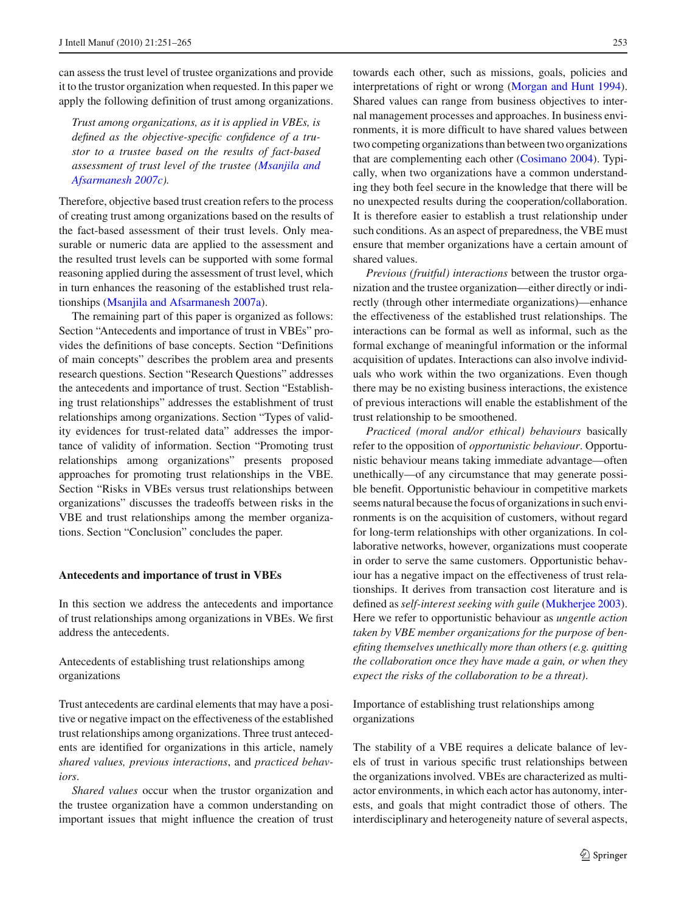can assess the trust level of trustee organizations and provide it to the trustor organization when requested. In this paper we apply the following definition of trust among organizations.

*Trust among organizations, as it is applied in VBEs, is defined as the objective-specific confidence of a trustor to a trustee based on the results of fact-based assessment of trust level of the trustee (Msanjila and Afsarmanesh 2007c).*

Therefore, objective based trust creation refers to the process of creating trust among organizations based on the results of the fact-based assessment of their trust levels. Only measurable or numeric data are applied to the assessment and the resulted trust levels can be supported with some formal reasoning applied during the assessment of trust level, which in turn enhances the reasoning of the established trust relationships (Msanjila and Afsarmanesh 2007a).

The remaining part of this paper is organized as follows: Section "Antecedents and importance of trust in VBEs" provides the definitions of base concepts. Section "Definitions of main concepts" describes the problem area and presents research questions. Section "Research Questions" addresses the antecedents and importance of trust. Section "Establishing trust relationships" addresses the establishment of trust relationships among organizations. Section "Types of validity evidences for trust-related data" addresses the importance of validity of information. Section "Promoting trust relationships among organizations" presents proposed approaches for promoting trust relationships in the VBE. Section "Risks in VBEs versus trust relationships between organizations" discusses the tradeoffs between risks in the VBE and trust relationships among the member organizations. Section "Conclusion" concludes the paper.

## Antecedents and importance of trust in VBEs

In this section we address the antecedents and importance of trust relationships among organizations in VBEs. We first address the antecedents.

### Antecedents of establishing trust relationships among organizations

Trust antecedents are cardinal elements that may have a positive or negative impact on the effectiveness of the established trust relationships among organizations. Three trust antecedents are identified for organizations in this article, namely *shared values, previous interactions*, and *practiced behaviors*.

*Shared values* occur when the trustor organization and the trustee organization have a common understanding on important issues that might influence the creation of trust towards each other, such as missions, goals, policies and interpretations of right or wrong (Morgan and Hunt 1994). Shared values can range from business objectives to internal management processes and approaches. In business environments, it is more difficult to have shared values between two competing organizations than between two organizations that are complementing each other (Cosimano 2004). Typically, when two organizations have a common understanding they both feel secure in the knowledge that there will be no unexpected results during the cooperation/collaboration. It is therefore easier to establish a trust relationship under such conditions. As an aspect of preparedness, the VBE must ensure that member organizations have a certain amount of shared values.

*Previous (fruitful) interactions* between the trustor organization and the trustee organization—either directly or indirectly (through other intermediate organizations)—enhance the effectiveness of the established trust relationships. The interactions can be formal as well as informal, such as the formal exchange of meaningful information or the informal acquisition of updates. Interactions can also involve individuals who work within the two organizations. Even though there may be no existing business interactions, the existence of previous interactions will enable the establishment of the trust relationship to be smoothened.

*Practiced (moral and/or ethical) behaviours* basically refer to the opposition of *opportunistic behaviour*. Opportunistic behaviour means taking immediate advantage—often unethically—of any circumstance that may generate possible benefit. Opportunistic behaviour in competitive markets seems natural because the focus of organizations in such environments is on the acquisition of customers, without regard for long-term relationships with other organizations. In collaborative networks, however, organizations must cooperate in order to serve the same customers. Opportunistic behaviour has a negative impact on the effectiveness of trust relationships. It derives from transaction cost literature and is defined as *self-interest seeking with guile* (Mukherjee 2003). Here we refer to opportunistic behaviour as *ungentle action taken by VBE member organizations for the purpose of benefiting themselves unethically more than others (e.g. quitting the collaboration once they have made a gain, or when they expect the risks of the collaboration to be a threat).*

### Importance of establishing trust relationships among organizations

The stability of a VBE requires a delicate balance of levels of trust in various specific trust relationships between the organizations involved. VBEs are characterized as multi-actor environments, in which each actor has autonomy, interests, and goals that might contradict those of others. The interdisciplinary and heterogeneity nature of several aspects,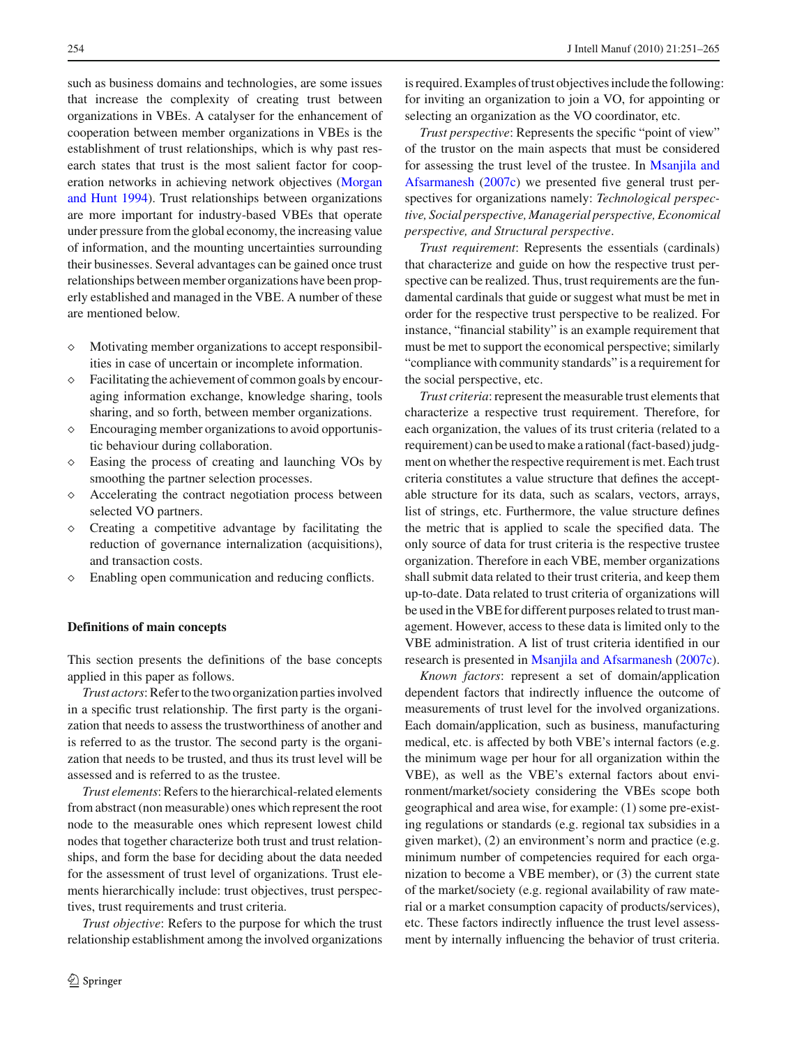such as business domains and technologies, are some issues that increase the complexity of creating trust between organizations in VBEs. A catalyser for the enhancement of cooperation between member organizations in VBEs is the establishment of trust relationships, which is why past research states that trust is the most salient factor for cooperation networks in achieving network objectives (Morgan and Hunt 1994). Trust relationships between organizations are more important for industry-based VBEs that operate under pressure from the global economy, the increasing value of information, and the mounting uncertainties surrounding their businesses. Several advantages can be gained once trust relationships between member organizations have been properly established and managed in the VBE. A number of these are mentioned below.

- ◇ Motivating member organizations to accept responsibilities in case of uncertain or incomplete information.
- ◇ Facilitating the achievement of common goals by encouraging information exchange, knowledge sharing, tools sharing, and so forth, between member organizations.
- ◇ Encouraging member organizations to avoid opportunistic behaviour during collaboration.
- ◇ Easing the process of creating and launching VOs by smoothing the partner selection processes.
- ◇ Accelerating the contract negotiation process between selected VO partners.
- ◇ Creating a competitive advantage by facilitating the reduction of governance internalization (acquisitions), and transaction costs.
- ◇ Enabling open communication and reducing conflicts.

## Definitions of main concepts

This section presents the definitions of the base concepts applied in this paper as follows.

*Trust actors*: Refer to the two organization parties involved in a specific trust relationship. The first party is the organization that needs to assess the trustworthiness of another and is referred to as the trustor. The second party is the organization that needs to be trusted, and thus its trust level will be assessed and is referred to as the trustee.

*Trust elements*: Refers to the hierarchical-related elements from abstract (non measurable) ones which represent the root node to the measurable ones which represent lowest child nodes that together characterize both trust and trust relationships, and form the base for deciding about the data needed for the assessment of trust level of organizations. Trust elements hierarchically include: trust objectives, trust perspectives, trust requirements and trust criteria.

*Trust objective*: Refers to the purpose for which the trust relationship establishment among the involved organizations is required. Examples of trust objectives include the following: for inviting an organization to join a VO, for appointing or selecting an organization as the VO coordinator, etc.

*Trust perspective*: Represents the specific "point of view" of the trustor on the main aspects that must be considered for assessing the trust level of the trustee. In Msanjila and Afsarmanesh (2007c) we presented five general trust perspectives for organizations namely: *Technological perspective, Social perspective, Managerial perspective, Economical perspective, and Structural perspective*.

*Trust requirement*: Represents the essentials (cardinals) that characterize and guide on how the respective trust perspective can be realized. Thus, trust requirements are the fundamental cardinals that guide or suggest what must be met in order for the respective trust perspective to be realized. For instance, "financial stability" is an example requirement that must be met to support the economical perspective; similarly "compliance with community standards" is a requirement for the social perspective, etc.

*Trust criteria*: represent the measurable trust elements that characterize a respective trust requirement. Therefore, for each organization, the values of its trust criteria (related to a requirement) can be used to make a rational (fact-based) judgment on whether the respective requirement is met. Each trust criteria constitutes a value structure that defines the acceptable structure for its data, such as scalars, vectors, arrays, list of strings, etc. Furthermore, the value structure defines the metric that is applied to scale the specified data. The only source of data for trust criteria is the respective trustee organization. Therefore in each VBE, member organizations shall submit data related to their trust criteria, and keep them up-to-date. Data related to trust criteria of organizations will be used in the VBE for different purposes related to trust management. However, access to these data is limited only to the VBE administration. A list of trust criteria identified in our research is presented in Msanjila and Afsarmanesh (2007c).

*Known factors*: represent a set of domain/application dependent factors that indirectly influence the outcome of measurements of trust level for the involved organizations. Each domain/application, such as business, manufacturing medical, etc. is affected by both VBE's internal factors (e.g. the minimum wage per hour for all organization within the VBE), as well as the VBE's external factors about environment/market/society considering the VBEs scope both geographical and area wise, for example: (1) some pre-existing regulations or standards (e.g. regional tax subsidies in a given market), (2) an environment's norm and practice (e.g. minimum number of competencies required for each organization to become a VBE member), or (3) the current state of the market/society (e.g. regional availability of raw material or a market consumption capacity of products/services), etc. These factors indirectly influence the trust level assessment by internally influencing the behavior of trust criteria.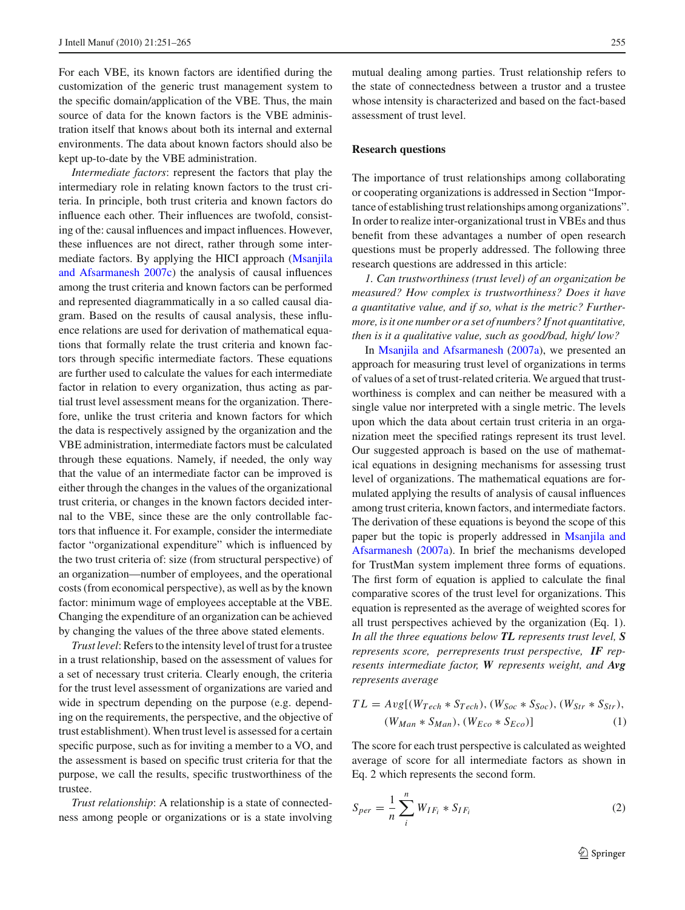For each VBE, its known factors are identified during the customization of the generic trust management system to the specific domain/application of the VBE. Thus, the main source of data for the known factors is the VBE administration itself that knows about both its internal and external environments. The data about known factors should also be kept up-to-date by the VBE administration.

*Intermediate factors*: represent the factors that play the intermediary role in relating known factors to the trust criteria. In principle, both trust criteria and known factors do influence each other. Their influences are twofold, consisting of the: causal influences and impact influences. However, these influences are not direct, rather through some intermediate factors. By applying the HICI approach (Msanjila and Afsarmanesh 2007c) the analysis of causal influences among the trust criteria and known factors can be performed and represented diagrammatically in a so called causal diagram. Based on the results of causal analysis, these influence relations are used for derivation of mathematical equations that formally relate the trust criteria and known factors through specific intermediate factors. These equations are further used to calculate the values for each intermediate factor in relation to every organization, thus acting as partial trust level assessment means for the organization. Therefore, unlike the trust criteria and known factors for which the data is respectively assigned by the organization and the VBE administration, intermediate factors must be calculated through these equations. Namely, if needed, the only way that the value of an intermediate factor can be improved is either through the changes in the values of the organizational trust criteria, or changes in the known factors decided internal to the VBE, since these are the only controllable factors that influence it. For example, consider the intermediate factor "organizational expenditure" which is influenced by the two trust criteria of: size (from structural perspective) of an organization—number of employees, and the operational costs (from economical perspective), as well as by the known factor: minimum wage of employees acceptable at the VBE. Changing the expenditure of an organization can be achieved by changing the values of the three above stated elements.

*Trust level*: Refers to the intensity level of trust for a trustee in a trust relationship, based on the assessment of values for a set of necessary trust criteria. Clearly enough, the criteria for the trust level assessment of organizations are varied and wide in spectrum depending on the purpose (e.g. depending on the requirements, the perspective, and the objective of trust establishment). When trust level is assessed for a certain specific purpose, such as for inviting a member to a VO, and the assessment is based on specific trust criteria for that the purpose, we call the results, specific trustworthiness of the trustee.

*Trust relationship*: A relationship is a state of connectedness among people or organizations or is a state involving mutual dealing among parties. Trust relationship refers to the state of connectedness between a trustor and a trustee whose intensity is characterized and based on the fact-based assessment of trust level.

## Research questions

The importance of trust relationships among collaborating or cooperating organizations is addressed in Section "Importance of establishing trust relationships among organizations". In order to realize inter-organizational trust in VBEs and thus benefit from these advantages a number of open research questions must be properly addressed. The following three research questions are addressed in this article:

*1. Can trustworthiness (trust level) of an organization be measured? How complex is trustworthiness? Does it have a quantitative value, and if so, what is the metric? Furthermore, is it one number or a set of numbers? If not quantitative, then is it a qualitative value, such as good/bad, high/ low?*

In Msanjila and Afsarmanesh (2007a), we presented an approach for measuring trust level of organizations in terms of values of a set of trust-related criteria. We argued that trustworthiness is complex and can neither be measured with a single value nor interpreted with a single metric. The levels upon which the data about certain trust criteria in an organization meet the specified ratings represent its trust level. Our suggested approach is based on the use of mathematical equations in designing mechanisms for assessing trust level of organizations. The mathematical equations are formulated applying the results of analysis of causal influences among trust criteria, known factors, and intermediate factors. The derivation of these equations is beyond the scope of this paper but the topic is properly addressed in Msanjila and Afsarmanesh (2007a). In brief the mechanisms developed for TrustMan system implement three forms of equations. The first form of equation is applied to calculate the final comparative scores of the trust level for organizations. This equation is represented as the average of weighted scores for all trust perspectives achieved by the organization (Eq. 1). *In all the three equations below **TL** represents trust level, **S** represents score, perrepresents trust perspective, **IF** represents intermediate factor, **W** represents weight, and **Avg** represents average*

$$TL = Avg[(W_{Tech} * S_{Tech}), (W_{Soc} * S_{Soc}), (W_{Str} * S_{Str}), (W_{Man} * S_{Man}), (W_{Eco} * S_{Eco})] \quad (1)$$

The score for each trust perspective is calculated as weighted average of score for all intermediate factors as shown in Eq. 2 which represents the second form.

$$S_{per} = \frac{1}{n} \sum_{i}^{n} W_{IF_i} * S_{IF_i} \quad (2)$$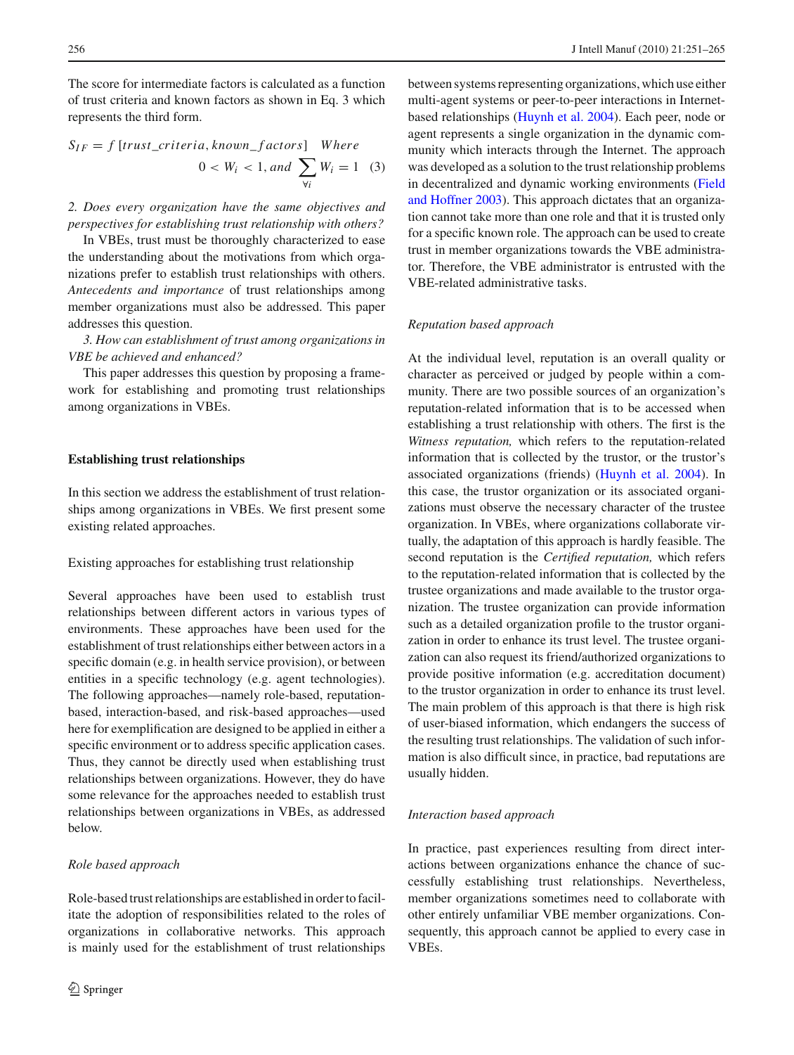The score for intermediate factors is calculated as a function of trust criteria and known factors as shown in Eq. 3 which represents the third form.

$$S_{IF} = f\,[trust\_criteria, known\_factors] \quad Where \quad 0 < W_i < 1, and \sum_{\forall i} W_i = 1 \quad (3)$$

*2. Does every organization have the same objectives and perspectives for establishing trust relationship with others?*

In VBEs, trust must be thoroughly characterized to ease the understanding about the motivations from which organizations prefer to establish trust relationships with others. *Antecedents and importance* of trust relationships among member organizations must also be addressed. This paper addresses this question.

*3. How can establishment of trust among organizations in VBE be achieved and enhanced?*

This paper addresses this question by proposing a framework for establishing and promoting trust relationships among organizations in VBEs.

## Establishing trust relationships

In this section we address the establishment of trust relationships among organizations in VBEs. We first present some existing related approaches.

### Existing approaches for establishing trust relationship

Several approaches have been used to establish trust relationships between different actors in various types of environments. These approaches have been used for the establishment of trust relationships either between actors in a specific domain (e.g. in health service provision), or between entities in a specific technology (e.g. agent technologies). The following approaches—namely role-based, reputation-based, interaction-based, and risk-based approaches—used here for exemplification are designed to be applied in either a specific environment or to address specific application cases. Thus, they cannot be directly used when establishing trust relationships between organizations. However, they do have some relevance for the approaches needed to establish trust relationships between organizations in VBEs, as addressed below.

#### *Role based approach*

Role-based trust relationships are established in order to facilitate the adoption of responsibilities related to the roles of organizations in collaborative networks. This approach is mainly used for the establishment of trust relationships between systems representing organizations, which use either multi-agent systems or peer-to-peer interactions in Internet-based relationships (Huynh et al. 2004). Each peer, node or agent represents a single organization in the dynamic community which interacts through the Internet. The approach was developed as a solution to the trust relationship problems in decentralized and dynamic working environments (Field and Hoffner 2003). This approach dictates that an organization cannot take more than one role and that it is trusted only for a specific known role. The approach can be used to create trust in member organizations towards the VBE administrator. Therefore, the VBE administrator is entrusted with the VBE-related administrative tasks.

#### *Reputation based approach*

At the individual level, reputation is an overall quality or character as perceived or judged by people within a community. There are two possible sources of an organization's reputation-related information that is to be accessed when establishing a trust relationship with others. The first is the *Witness reputation,* which refers to the reputation-related information that is collected by the trustor, or the trustor's associated organizations (friends) (Huynh et al. 2004). In this case, the trustor organization or its associated organizations must observe the necessary character of the trustee organization. In VBEs, where organizations collaborate virtually, the adaptation of this approach is hardly feasible. The second reputation is the *Certified reputation,* which refers to the reputation-related information that is collected by the trustee organizations and made available to the trustor organization. The trustee organization can provide information such as a detailed organization profile to the trustor organization in order to enhance its trust level. The trustee organization can also request its friend/authorized organizations to provide positive information (e.g. accreditation document) to the trustor organization in order to enhance its trust level. The main problem of this approach is that there is high risk of user-biased information, which endangers the success of the resulting trust relationships. The validation of such information is also difficult since, in practice, bad reputations are usually hidden.

#### *Interaction based approach*

In practice, past experiences resulting from direct interactions between organizations enhance the chance of successfully establishing trust relationships. Nevertheless, member organizations sometimes need to collaborate with other entirely unfamiliar VBE member organizations. Consequently, this approach cannot be applied to every case in VBEs.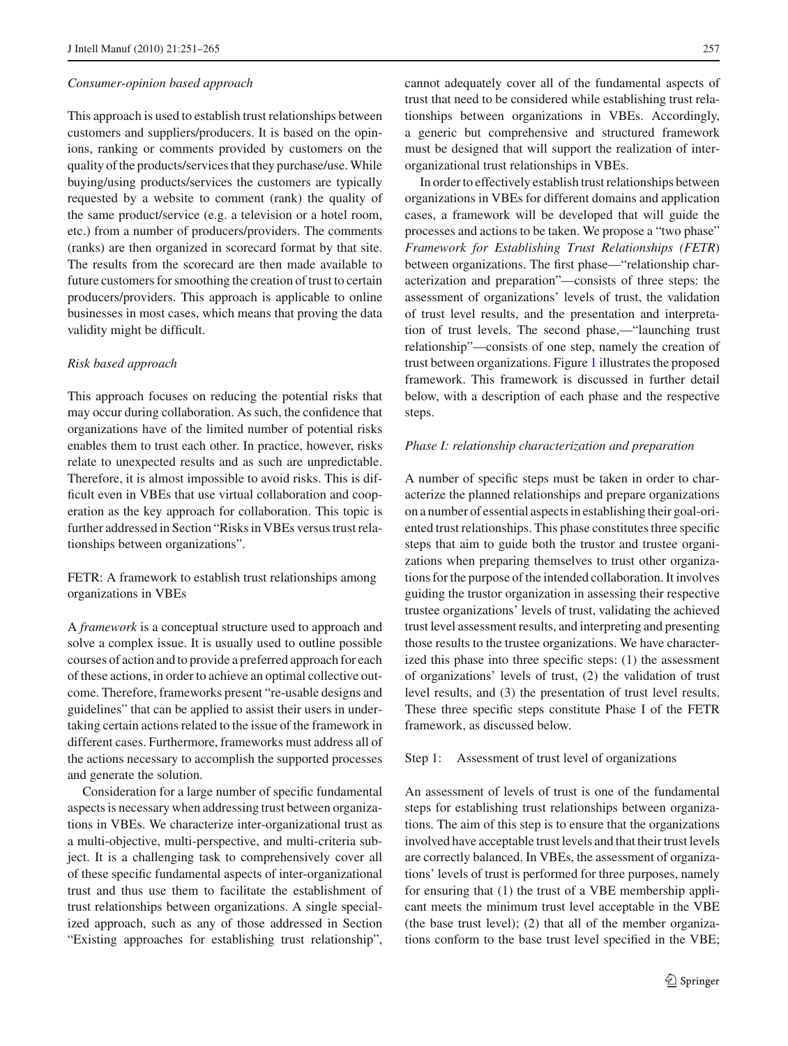*Consumer-opinion based approach*

This approach is used to establish trust relationships between customers and suppliers/producers. It is based on the opinions, ranking or comments provided by customers on the quality of the products/services that they purchase/use. While buying/using products/services the customers are typically requested by a website to comment (rank) the quality of the same product/service (e.g. a television or a hotel room, etc.) from a number of producers/providers. The comments (ranks) are then organized in scorecard format by that site. The results from the scorecard are then made available to future customers for smoothing the creation of trust to certain producers/providers. This approach is applicable to online businesses in most cases, which means that proving the data validity might be difficult.

*Risk based approach*

This approach focuses on reducing the potential risks that may occur during collaboration. As such, the confidence that organizations have of the limited number of potential risks enables them to trust each other. In practice, however, risks relate to unexpected results and as such are unpredictable. Therefore, it is almost impossible to avoid risks. This is difficult even in VBEs that use virtual collaboration and cooperation as the key approach for collaboration. This topic is further addressed in Section "Risks in VBEs versus trust relationships between organizations".

## FETR: A framework to establish trust relationships among organizations in VBEs

A *framework* is a conceptual structure used to approach and solve a complex issue. It is usually used to outline possible courses of action and to provide a preferred approach for each of these actions, in order to achieve an optimal collective outcome. Therefore, frameworks present "re-usable designs and guidelines" that can be applied to assist their users in undertaking certain actions related to the issue of the framework in different cases. Furthermore, frameworks must address all of the actions necessary to accomplish the supported processes and generate the solution.

Consideration for a large number of specific fundamental aspects is necessary when addressing trust between organizations in VBEs. We characterize inter-organizational trust as a multi-objective, multi-perspective, and multi-criteria subject. It is a challenging task to comprehensively cover all of these specific fundamental aspects of inter-organizational trust and thus use them to facilitate the establishment of trust relationships between organizations. A single specialized approach, such as any of those addressed in Section "Existing approaches for establishing trust relationship", cannot adequately cover all of the fundamental aspects of trust that need to be considered while establishing trust relationships between organizations in VBEs. Accordingly, a generic but comprehensive and structured framework must be designed that will support the realization of inter-organizational trust relationships in VBEs.

In order to effectively establish trust relationships between organizations in VBEs for different domains and application cases, a framework will be developed that will guide the processes and actions to be taken. We propose a "two phase" *Framework for Establishing Trust Relationships (FETR)* between organizations. The first phase—"relationship characterization and preparation"—consists of three steps: the assessment of organizations' levels of trust, the validation of trust level results, and the presentation and interpretation of trust levels. The second phase,—"launching trust relationship"—consists of one step, namely the creation of trust between organizations. Figure 1 illustrates the proposed framework. This framework is discussed in further detail below, with a description of each phase and the respective steps.

*Phase I: relationship characterization and preparation*

A number of specific steps must be taken in order to characterize the planned relationships and prepare organizations on a number of essential aspects in establishing their goal-oriented trust relationships. This phase constitutes three specific steps that aim to guide both the trustor and trustee organizations when preparing themselves to trust other organizations for the purpose of the intended collaboration. It involves guiding the trustor organization in assessing their respective trustee organizations' levels of trust, validating the achieved trust level assessment results, and interpreting and presenting those results to the trustee organizations. We have characterized this phase into three specific steps: (1) the assessment of organizations' levels of trust, (2) the validation of trust level results, and (3) the presentation of trust level results. These three specific steps constitute Phase I of the FETR framework, as discussed below.

Step 1: Assessment of trust level of organizations

An assessment of levels of trust is one of the fundamental steps for establishing trust relationships between organizations. The aim of this step is to ensure that the organizations involved have acceptable trust levels and that their trust levels are correctly balanced. In VBEs, the assessment of organizations' levels of trust is performed for three purposes, namely for ensuring that (1) the trust of a VBE membership applicant meets the minimum trust level acceptable in the VBE (the base trust level); (2) that all of the member organizations conform to the base trust level specified in the VBE;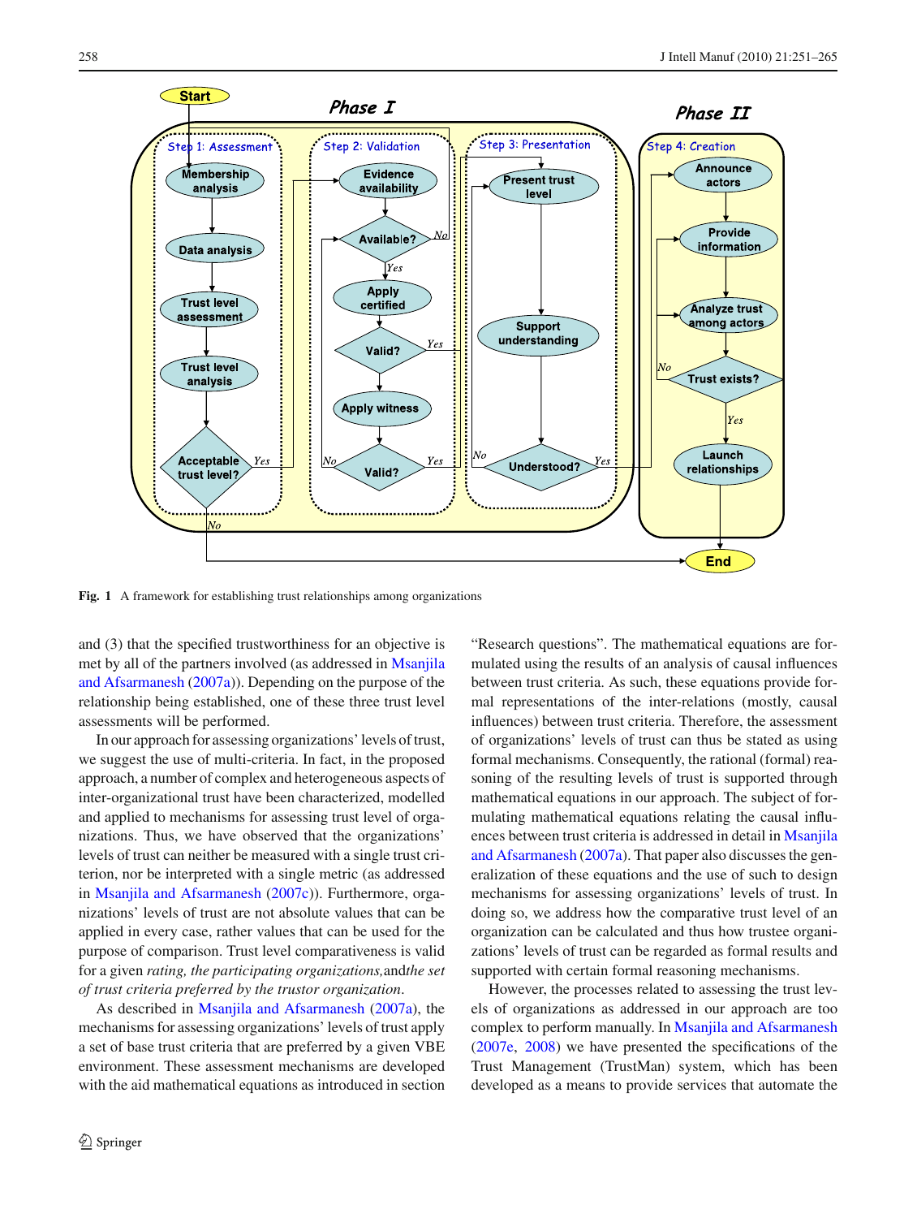Start

Phase I

Phase II

Step 1: Assessment

Membership analysis

Data analysis

Trust level assessment

Trust level analysis

Acceptable trust level?

Yes

No

Step 2: Validation

Evidence availability

Available?

No

Yes

Apply certified

Valid?

Yes

Apply witness

Valid?

No

Yes

Step 3: Presentation

Present trust level

Support understanding

Understood?

No

Yes

Step 4: Creation

Announce actors

Provide information

Analyze trust among actors

Trust exists?

No

Yes

Launch relationships

End

**Fig. 1** A framework for establishing trust relationships among organizations

and (3) that the specified trustworthiness for an objective is met by all of the partners involved (as addressed in Msanjila and Afsarmanesh (2007a)). Depending on the purpose of the relationship being established, one of these three trust level assessments will be performed.

In our approach for assessing organizations' levels of trust, we suggest the use of multi-criteria. In fact, in the proposed approach, a number of complex and heterogeneous aspects of inter-organizational trust have been characterized, modelled and applied to mechanisms for assessing trust level of organizations. Thus, we have observed that the organizations' levels of trust can neither be measured with a single trust criterion, nor be interpreted with a single metric (as addressed in Msanjila and Afsarmanesh (2007c)). Furthermore, organizations' levels of trust are not absolute values that can be applied in every case, rather values that can be used for the purpose of comparison. Trust level comparativeness is valid for a given *rating, the participating organizations,*and*the set of trust criteria preferred by the trustor organization*.

As described in Msanjila and Afsarmanesh (2007a), the mechanisms for assessing organizations' levels of trust apply a set of base trust criteria that are preferred by a given VBE environment. These assessment mechanisms are developed with the aid mathematical equations as introduced in section "Research questions". The mathematical equations are formulated using the results of an analysis of causal influences between trust criteria. As such, these equations provide formal representations of the inter-relations (mostly, causal influences) between trust criteria. Therefore, the assessment of organizations' levels of trust can thus be stated as using formal mechanisms. Consequently, the rational (formal) reasoning of the resulting levels of trust is supported through mathematical equations in our approach. The subject of formulating mathematical equations relating the causal influences between trust criteria is addressed in detail in Msanjila and Afsarmanesh (2007a). That paper also discusses the generalization of these equations and the use of such to design mechanisms for assessing organizations' levels of trust. In doing so, we address how the comparative trust level of an organization can be calculated and thus how trustee organizations' levels of trust can be regarded as formal results and supported with certain formal reasoning mechanisms.

However, the processes related to assessing the trust levels of organizations as addressed in our approach are too complex to perform manually. In Msanjila and Afsarmanesh (2007e, 2008) we have presented the specifications of the Trust Management (TrustMan) system, which has been developed as a means to provide services that automate the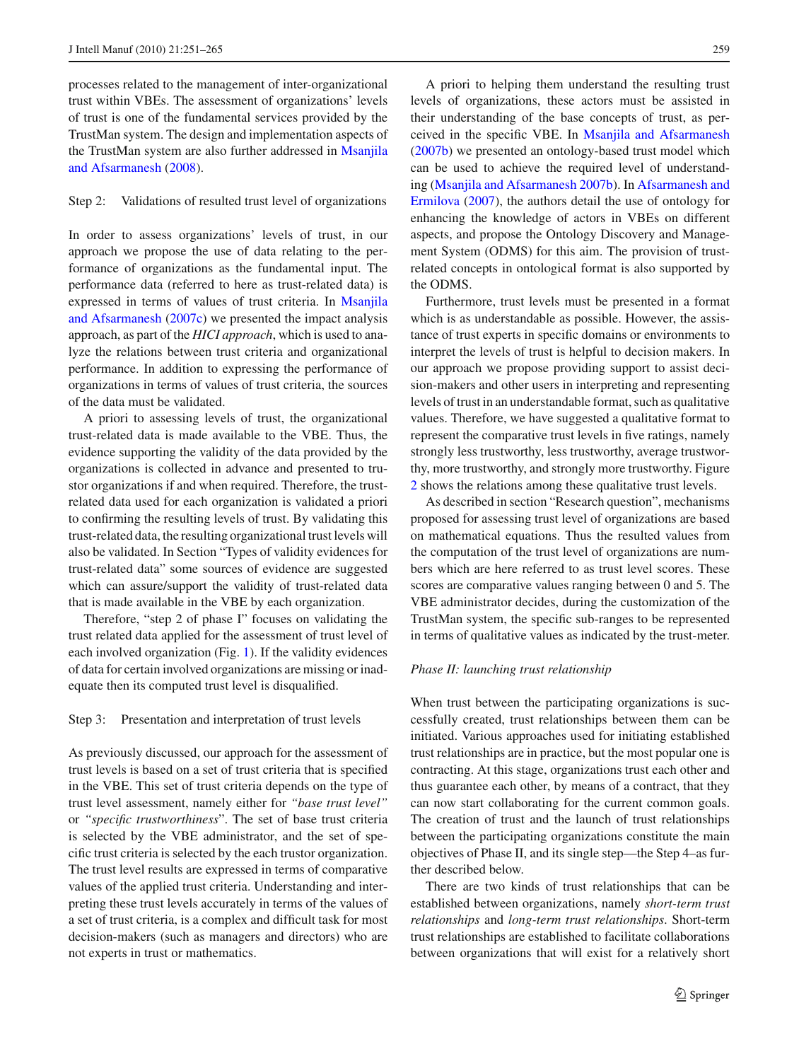processes related to the management of inter-organizational trust within VBEs. The assessment of organizations' levels of trust is one of the fundamental services provided by the TrustMan system. The design and implementation aspects of the TrustMan system are also further addressed in Msanjila and Afsarmanesh (2008).

Step 2: Validations of resulted trust level of organizations

In order to assess organizations' levels of trust, in our approach we propose the use of data relating to the performance of organizations as the fundamental input. The performance data (referred to here as trust-related data) is expressed in terms of values of trust criteria. In Msanjila and Afsarmanesh (2007c) we presented the impact analysis approach, as part of the *HICI approach*, which is used to analyze the relations between trust criteria and organizational performance. In addition to expressing the performance of organizations in terms of values of trust criteria, the sources of the data must be validated.

A priori to assessing levels of trust, the organizational trust-related data is made available to the VBE. Thus, the evidence supporting the validity of the data provided by the organizations is collected in advance and presented to trustor organizations if and when required. Therefore, the trust-related data used for each organization is validated a priori to confirming the resulting levels of trust. By validating this trust-related data, the resulting organizational trust levels will also be validated. In Section "Types of validity evidences for trust-related data" some sources of evidence are suggested which can assure/support the validity of trust-related data that is made available in the VBE by each organization.

Therefore, "step 2 of phase I" focuses on validating the trust related data applied for the assessment of trust level of each involved organization (Fig. 1). If the validity evidences of data for certain involved organizations are missing or inadequate then its computed trust level is disqualified.

Step 3: Presentation and interpretation of trust levels

As previously discussed, our approach for the assessment of trust levels is based on a set of trust criteria that is specified in the VBE. This set of trust criteria depends on the type of trust level assessment, namely either for *"base trust level"* or *"specific trustworthiness*". The set of base trust criteria is selected by the VBE administrator, and the set of specific trust criteria is selected by the each trustor organization. The trust level results are expressed in terms of comparative values of the applied trust criteria. Understanding and interpreting these trust levels accurately in terms of the values of a set of trust criteria, is a complex and difficult task for most decision-makers (such as managers and directors) who are not experts in trust or mathematics.

A priori to helping them understand the resulting trust levels of organizations, these actors must be assisted in their understanding of the base concepts of trust, as perceived in the specific VBE. In Msanjila and Afsarmanesh (2007b) we presented an ontology-based trust model which can be used to achieve the required level of understanding (Msanjila and Afsarmanesh 2007b). In Afsarmanesh and Ermilova (2007), the authors detail the use of ontology for enhancing the knowledge of actors in VBEs on different aspects, and propose the Ontology Discovery and Management System (ODMS) for this aim. The provision of trust-related concepts in ontological format is also supported by the ODMS.

Furthermore, trust levels must be presented in a format which is as understandable as possible. However, the assistance of trust experts in specific domains or environments to interpret the levels of trust is helpful to decision makers. In our approach we propose providing support to assist decision-makers and other users in interpreting and representing levels of trust in an understandable format, such as qualitative values. Therefore, we have suggested a qualitative format to represent the comparative trust levels in five ratings, namely strongly less trustworthy, less trustworthy, average trustworthy, more trustworthy, and strongly more trustworthy. Figure 2 shows the relations among these qualitative trust levels.

As described in section "Research question", mechanisms proposed for assessing trust level of organizations are based on mathematical equations. Thus the resulted values from the computation of the trust level of organizations are numbers which are here referred to as trust level scores. These scores are comparative values ranging between 0 and 5. The VBE administrator decides, during the customization of the TrustMan system, the specific sub-ranges to be represented in terms of qualitative values as indicated by the trust-meter.

*Phase II: launching trust relationship*

When trust between the participating organizations is successfully created, trust relationships between them can be initiated. Various approaches used for initiating established trust relationships are in practice, but the most popular one is contracting. At this stage, organizations trust each other and thus guarantee each other, by means of a contract, that they can now start collaborating for the current common goals. The creation of trust and the launch of trust relationships between the participating organizations constitute the main objectives of Phase II, and its single step—the Step 4–as further described below.

There are two kinds of trust relationships that can be established between organizations, namely *short-term trust relationships* and *long-term trust relationships*. Short-term trust relationships are established to facilitate collaborations between organizations that will exist for a relatively short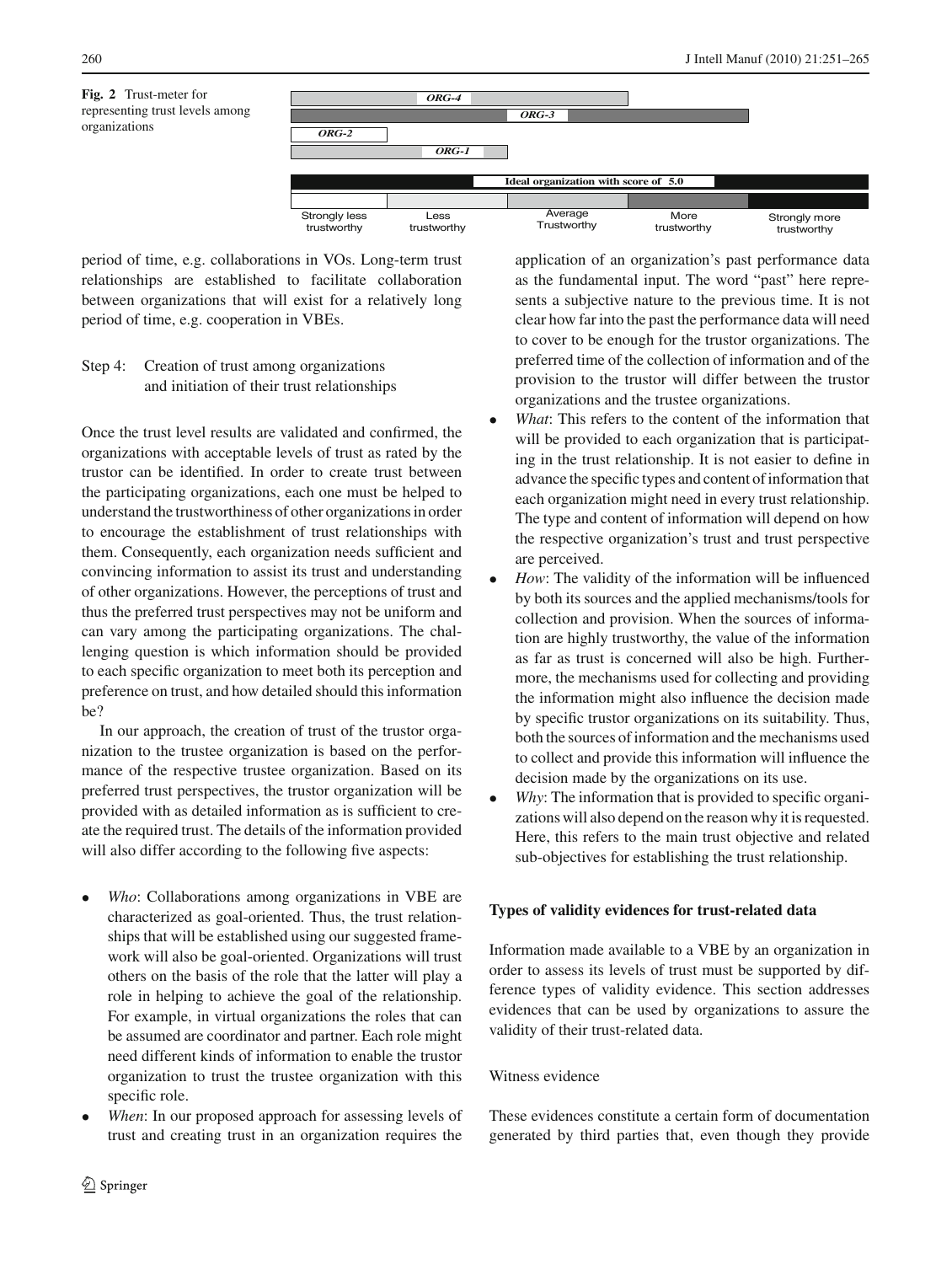**Fig. 2** Trust-meter for representing trust levels among organizations

ORG-4
ORG-3
ORG-2
ORG-1
Ideal organization with score of 5.0
Strongly less trustworthy
Less trustworthy
Average Trustworthy
More trustworthy
Strongly more trustworthy

period of time, e.g. collaborations in VOs. Long-term trust relationships are established to facilitate collaboration between organizations that will exist for a relatively long period of time, e.g. cooperation in VBEs.

Step 4: Creation of trust among organizations and initiation of their trust relationships

Once the trust level results are validated and confirmed, the organizations with acceptable levels of trust as rated by the trustor can be identified. In order to create trust between the participating organizations, each one must be helped to understand the trustworthiness of other organizations in order to encourage the establishment of trust relationships with them. Consequently, each organization needs sufficient and convincing information to assist its trust and understanding of other organizations. However, the perceptions of trust and thus the preferred trust perspectives may not be uniform and can vary among the participating organizations. The challenging question is which information should be provided to each specific organization to meet both its perception and preference on trust, and how detailed should this information be?

In our approach, the creation of trust of the trustor organization to the trustee organization is based on the performance of the respective trustee organization. Based on its preferred trust perspectives, the trustor organization will be provided with as detailed information as is sufficient to create the required trust. The details of the information provided will also differ according to the following five aspects:

- *Who*: Collaborations among organizations in VBE are characterized as goal-oriented. Thus, the trust relationships that will be established using our suggested framework will also be goal-oriented. Organizations will trust others on the basis of the role that the latter will play a role in helping to achieve the goal of the relationship. For example, in virtual organizations the roles that can be assumed are coordinator and partner. Each role might need different kinds of information to enable the trustor organization to trust the trustee organization with this specific role.
- *When*: In our proposed approach for assessing levels of trust and creating trust in an organization requires the application of an organization's past performance data as the fundamental input. The word "past" here represents a subjective nature to the previous time. It is not clear how far into the past the performance data will need to cover to be enough for the trustor organizations. The preferred time of the collection of information and of the provision to the trustor will differ between the trustor organizations and the trustee organizations.
- *What*: This refers to the content of the information that will be provided to each organization that is participating in the trust relationship. It is not easier to define in advance the specific types and content of information that each organization might need in every trust relationship. The type and content of information will depend on how the respective organization's trust and trust perspective are perceived.
- *How*: The validity of the information will be influenced by both its sources and the applied mechanisms/tools for collection and provision. When the sources of information are highly trustworthy, the value of the information as far as trust is concerned will also be high. Furthermore, the mechanisms used for collecting and providing the information might also influence the decision made by specific trustor organizations on its suitability. Thus, both the sources of information and the mechanisms used to collect and provide this information will influence the decision made by the organizations on its use.
- *Why*: The information that is provided to specific organizations will also depend on the reason why it is requested. Here, this refers to the main trust objective and related sub-objectives for establishing the trust relationship.

## Types of validity evidences for trust-related data

Information made available to a VBE by an organization in order to assess its levels of trust must be supported by difference types of validity evidence. This section addresses evidences that can be used by organizations to assure the validity of their trust-related data.

### Witness evidence

These evidences constitute a certain form of documentation generated by third parties that, even though they provide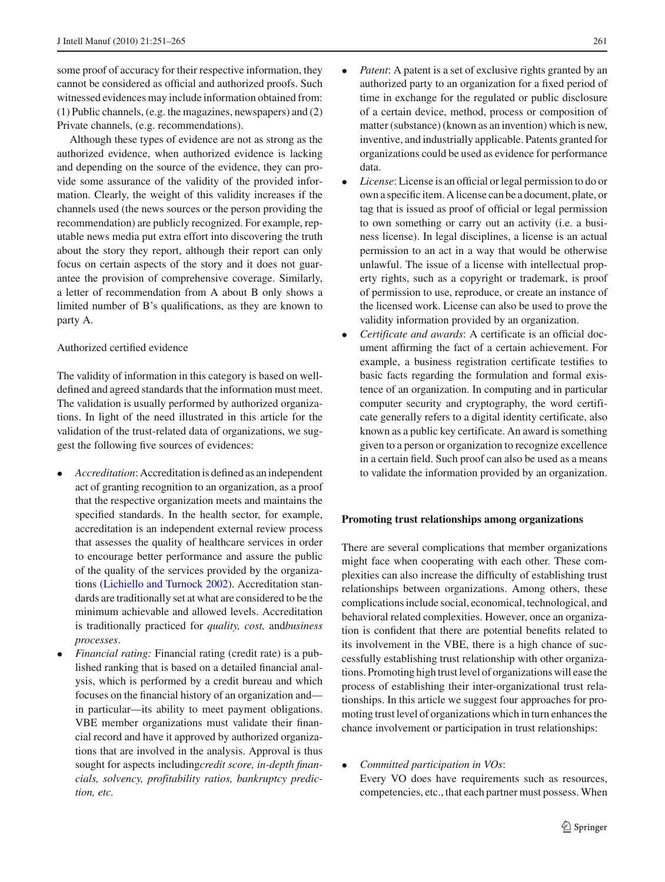some proof of accuracy for their respective information, they cannot be considered as official and authorized proofs. Such witnessed evidences may include information obtained from: (1) Public channels, (e.g. the magazines, newspapers) and (2) Private channels, (e.g. recommendations).

Although these types of evidence are not as strong as the authorized evidence, when authorized evidence is lacking and depending on the source of the evidence, they can provide some assurance of the validity of the provided information. Clearly, the weight of this validity increases if the channels used (the news sources or the person providing the recommendation) are publicly recognized. For example, reputable news media put extra effort into discovering the truth about the story they report, although their report can only focus on certain aspects of the story and it does not guarantee the provision of comprehensive coverage. Similarly, a letter of recommendation from A about B only shows a limited number of B's qualifications, as they are known to party A.

Authorized certified evidence

The validity of information in this category is based on well-defined and agreed standards that the information must meet. The validation is usually performed by authorized organizations. In light of the need illustrated in this article for the validation of the trust-related data of organizations, we suggest the following five sources of evidences:

- *Accreditation*: Accreditation is defined as an independent act of granting recognition to an organization, as a proof that the respective organization meets and maintains the specified standards. In the health sector, for example, accreditation is an independent external review process that assesses the quality of healthcare services in order to encourage better performance and assure the public of the quality of the services provided by the organizations (Lichiello and Turnock 2002). Accreditation standards are traditionally set at what are considered to be the minimum achievable and allowed levels. Accreditation is traditionally practiced for *quality, cost,* and*business processes*.
- *Financial rating:* Financial rating (credit rate) is a published ranking that is based on a detailed financial analysis, which is performed by a credit bureau and which focuses on the financial history of an organization and—in particular—its ability to meet payment obligations. VBE member organizations must validate their financial record and have it approved by authorized organizations that are involved in the analysis. Approval is thus sought for aspects including*credit score, in-depth financials, solvency, profitability ratios, bankruptcy prediction, etc.*
- *Patent*: A patent is a set of exclusive rights granted by an authorized party to an organization for a fixed period of time in exchange for the regulated or public disclosure of a certain device, method, process or composition of matter (substance) (known as an invention) which is new, inventive, and industrially applicable. Patents granted for organizations could be used as evidence for performance data.
- *License*: License is an official or legal permission to do or own a specific item. A license can be a document, plate, or tag that is issued as proof of official or legal permission to own something or carry out an activity (i.e. a business license). In legal disciplines, a license is an actual permission to an act in a way that would be otherwise unlawful. The issue of a license with intellectual property rights, such as a copyright or trademark, is proof of permission to use, reproduce, or create an instance of the licensed work. License can also be used to prove the validity information provided by an organization.
- *Certificate and awards*: A certificate is an official document affirming the fact of a certain achievement. For example, a business registration certificate testifies to basic facts regarding the formulation and formal existence of an organization. In computing and in particular computer security and cryptography, the word certificate generally refers to a digital identity certificate, also known as a public key certificate. An award is something given to a person or organization to recognize excellence in a certain field. Such proof can also be used as a means to validate the information provided by an organization.

**Promoting trust relationships among organizations**

There are several complications that member organizations might face when cooperating with each other. These complexities can also increase the difficulty of establishing trust relationships between organizations. Among others, these complications include social, economical, technological, and behavioral related complexities. However, once an organization is confident that there are potential benefits related to its involvement in the VBE, there is a high chance of successfully establishing trust relationship with other organizations. Promoting high trust level of organizations will ease the process of establishing their inter-organizational trust relationships. In this article we suggest four approaches for promoting trust level of organizations which in turn enhances the chance involvement or participation in trust relationships:

- *Committed participation in VOs*:
  Every VO does have requirements such as resources, competencies, etc., that each partner must possess. When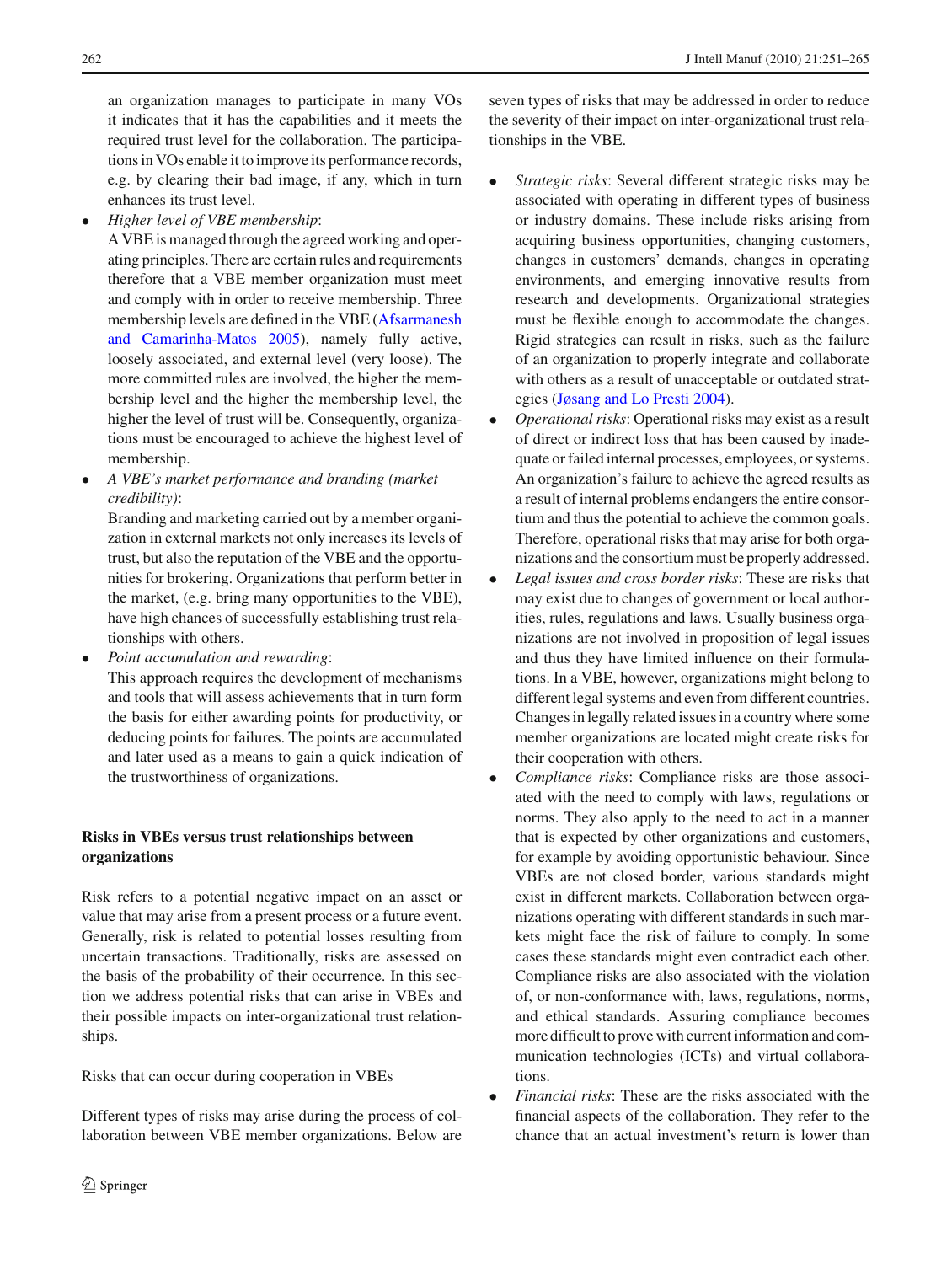an organization manages to participate in many VOs it indicates that it has the capabilities and it meets the required trust level for the collaboration. The participations in VOs enable it to improve its performance records, e.g. by clearing their bad image, if any, which in turn enhances its trust level.

- *Higher level of VBE membership*:
  A VBE is managed through the agreed working and operating principles. There are certain rules and requirements therefore that a VBE member organization must meet and comply with in order to receive membership. Three membership levels are defined in the VBE (Afsarmanesh and Camarinha-Matos 2005), namely fully active, loosely associated, and external level (very loose). The more committed rules are involved, the higher the membership level and the higher the membership level, the higher the level of trust will be. Consequently, organizations must be encouraged to achieve the highest level of membership.
- *A VBE's market performance and branding (market credibility)*:
  Branding and marketing carried out by a member organization in external markets not only increases its levels of trust, but also the reputation of the VBE and the opportunities for brokering. Organizations that perform better in the market, (e.g. bring many opportunities to the VBE), have high chances of successfully establishing trust relationships with others.
- *Point accumulation and rewarding*:
  This approach requires the development of mechanisms and tools that will assess achievements that in turn form the basis for either awarding points for productivity, or deducing points for failures. The points are accumulated and later used as a means to gain a quick indication of the trustworthiness of organizations.

## Risks in VBEs versus trust relationships between organizations

Risk refers to a potential negative impact on an asset or value that may arise from a present process or a future event. Generally, risk is related to potential losses resulting from uncertain transactions. Traditionally, risks are assessed on the basis of the probability of their occurrence. In this section we address potential risks that can arise in VBEs and their possible impacts on inter-organizational trust relationships.

### Risks that can occur during cooperation in VBEs

Different types of risks may arise during the process of collaboration between VBE member organizations. Below are seven types of risks that may be addressed in order to reduce the severity of their impact on inter-organizational trust relationships in the VBE.

- *Strategic risks*: Several different strategic risks may be associated with operating in different types of business or industry domains. These include risks arising from acquiring business opportunities, changing customers, changes in customers' demands, changes in operating environments, and emerging innovative results from research and developments. Organizational strategies must be flexible enough to accommodate the changes. Rigid strategies can result in risks, such as the failure of an organization to properly integrate and collaborate with others as a result of unacceptable or outdated strategies (Jøsang and Lo Presti 2004).
- *Operational risks*: Operational risks may exist as a result of direct or indirect loss that has been caused by inadequate or failed internal processes, employees, or systems. An organization's failure to achieve the agreed results as a result of internal problems endangers the entire consortium and thus the potential to achieve the common goals. Therefore, operational risks that may arise for both organizations and the consortium must be properly addressed.
- *Legal issues and cross border risks*: These are risks that may exist due to changes of government or local authorities, rules, regulations and laws. Usually business organizations are not involved in proposition of legal issues and thus they have limited influence on their formulations. In a VBE, however, organizations might belong to different legal systems and even from different countries. Changes in legally related issues in a country where some member organizations are located might create risks for their cooperation with others.
- *Compliance risks*: Compliance risks are those associated with the need to comply with laws, regulations or norms. They also apply to the need to act in a manner that is expected by other organizations and customers, for example by avoiding opportunistic behaviour. Since VBEs are not closed border, various standards might exist in different markets. Collaboration between organizations operating with different standards in such markets might face the risk of failure to comply. In some cases these standards might even contradict each other. Compliance risks are also associated with the violation of, or non-conformance with, laws, regulations, norms, and ethical standards. Assuring compliance becomes more difficult to prove with current information and communication technologies (ICTs) and virtual collaborations.
- *Financial risks*: These are the risks associated with the financial aspects of the collaboration. They refer to the chance that an actual investment's return is lower than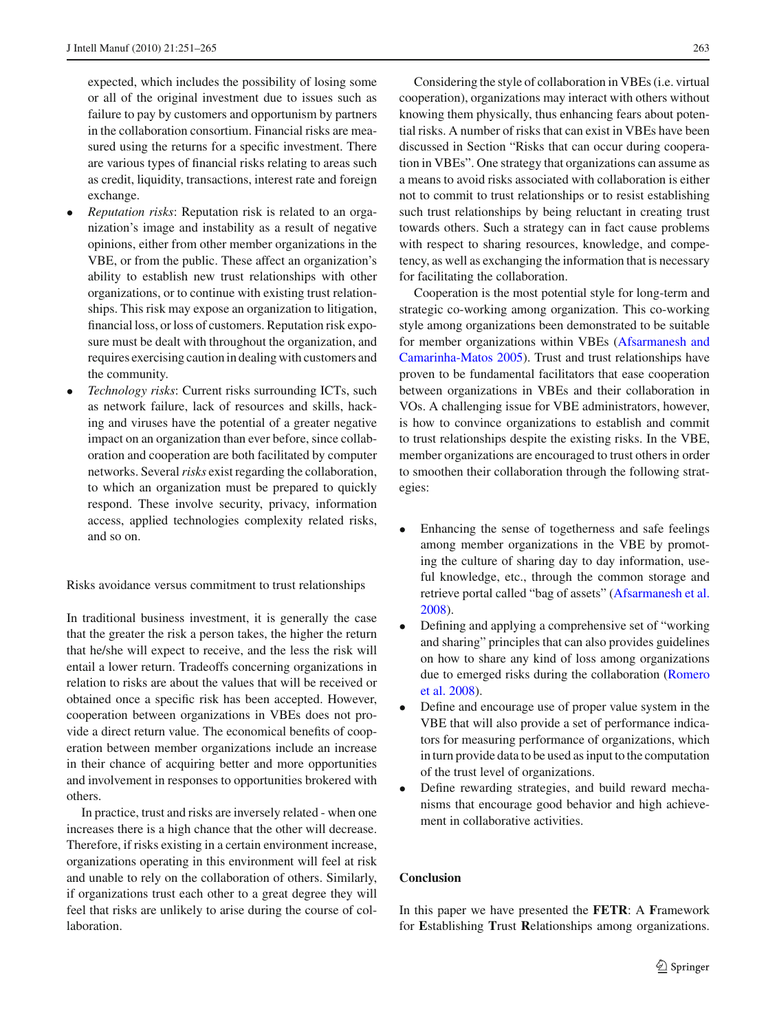expected, which includes the possibility of losing some or all of the original investment due to issues such as failure to pay by customers and opportunism by partners in the collaboration consortium. Financial risks are measured using the returns for a specific investment. There are various types of financial risks relating to areas such as credit, liquidity, transactions, interest rate and foreign exchange.

- *Reputation risks*: Reputation risk is related to an organization's image and instability as a result of negative opinions, either from other member organizations in the VBE, or from the public. These affect an organization's ability to establish new trust relationships with other organizations, or to continue with existing trust relationships. This risk may expose an organization to litigation, financial loss, or loss of customers. Reputation risk exposure must be dealt with throughout the organization, and requires exercising caution in dealing with customers and the community.
- *Technology risks*: Current risks surrounding ICTs, such as network failure, lack of resources and skills, hacking and viruses have the potential of a greater negative impact on an organization than ever before, since collaboration and cooperation are both facilitated by computer networks. Several *risks* exist regarding the collaboration, to which an organization must be prepared to quickly respond. These involve security, privacy, information access, applied technologies complexity related risks, and so on.

### Risks avoidance versus commitment to trust relationships

In traditional business investment, it is generally the case that the greater the risk a person takes, the higher the return that he/she will expect to receive, and the less the risk will entail a lower return. Tradeoffs concerning organizations in relation to risks are about the values that will be received or obtained once a specific risk has been accepted. However, cooperation between organizations in VBEs does not provide a direct return value. The economical benefits of cooperation between member organizations include an increase in their chance of acquiring better and more opportunities and involvement in responses to opportunities brokered with others.

In practice, trust and risks are inversely related - when one increases there is a high chance that the other will decrease. Therefore, if risks existing in a certain environment increase, organizations operating in this environment will feel at risk and unable to rely on the collaboration of others. Similarly, if organizations trust each other to a great degree they will feel that risks are unlikely to arise during the course of collaboration.

Considering the style of collaboration in VBEs (i.e. virtual cooperation), organizations may interact with others without knowing them physically, thus enhancing fears about potential risks. A number of risks that can exist in VBEs have been discussed in Section "Risks that can occur during cooperation in VBEs". One strategy that organizations can assume as a means to avoid risks associated with collaboration is either not to commit to trust relationships or to resist establishing such trust relationships by being reluctant in creating trust towards others. Such a strategy can in fact cause problems with respect to sharing resources, knowledge, and competency, as well as exchanging the information that is necessary for facilitating the collaboration.

Cooperation is the most potential style for long-term and strategic co-working among organization. This co-working style among organizations been demonstrated to be suitable for member organizations within VBEs (Afsarmanesh and Camarinha-Matos 2005). Trust and trust relationships have proven to be fundamental facilitators that ease cooperation between organizations in VBEs and their collaboration in VOs. A challenging issue for VBE administrators, however, is how to convince organizations to establish and commit to trust relationships despite the existing risks. In the VBE, member organizations are encouraged to trust others in order to smoothen their collaboration through the following strategies:

- Enhancing the sense of togetherness and safe feelings among member organizations in the VBE by promoting the culture of sharing day to day information, useful knowledge, etc., through the common storage and retrieve portal called "bag of assets" (Afsarmanesh et al. 2008).
- Defining and applying a comprehensive set of "working and sharing" principles that can also provides guidelines on how to share any kind of loss among organizations due to emerged risks during the collaboration (Romero et al. 2008).
- Define and encourage use of proper value system in the VBE that will also provide a set of performance indicators for measuring performance of organizations, which in turn provide data to be used as input to the computation of the trust level of organizations.
- Define rewarding strategies, and build reward mechanisms that encourage good behavior and high achievement in collaborative activities.

## Conclusion

In this paper we have presented the **FETR**: A **F**ramework for **E**stablishing **T**rust **R**elationships among organizations.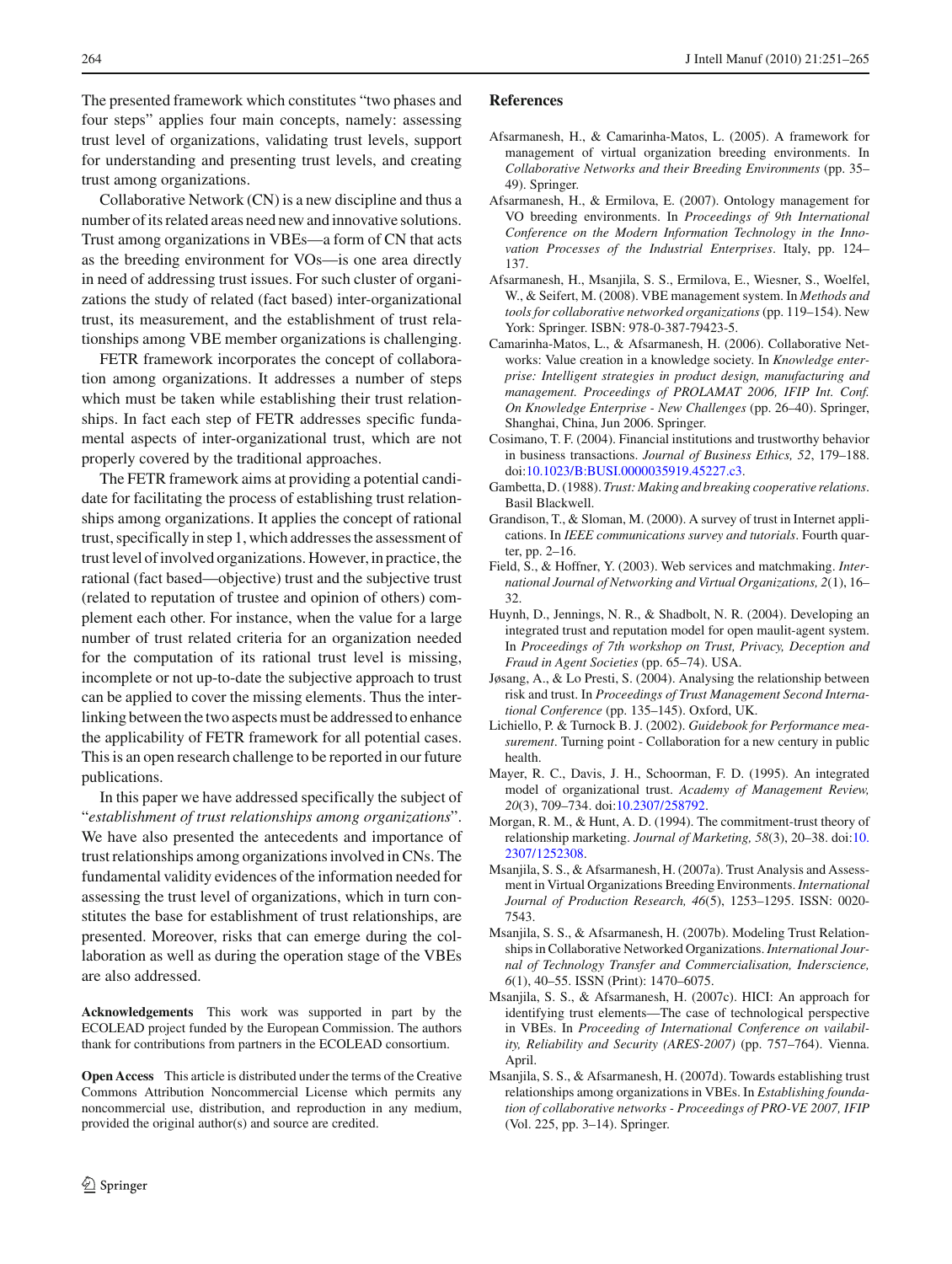The presented framework which constitutes "two phases and four steps" applies four main concepts, namely: assessing trust level of organizations, validating trust levels, support for understanding and presenting trust levels, and creating trust among organizations.

Collaborative Network (CN) is a new discipline and thus a number of its related areas need new and innovative solutions. Trust among organizations in VBEs—a form of CN that acts as the breeding environment for VOs—is one area directly in need of addressing trust issues. For such cluster of organizations the study of related (fact based) inter-organizational trust, its measurement, and the establishment of trust relationships among VBE member organizations is challenging.

FETR framework incorporates the concept of collaboration among organizations. It addresses a number of steps which must be taken while establishing their trust relationships. In fact each step of FETR addresses specific fundamental aspects of inter-organizational trust, which are not properly covered by the traditional approaches.

The FETR framework aims at providing a potential candidate for facilitating the process of establishing trust relationships among organizations. It applies the concept of rational trust, specifically in step 1, which addresses the assessment of trust level of involved organizations. However, in practice, the rational (fact based—objective) trust and the subjective trust (related to reputation of trustee and opinion of others) complement each other. For instance, when the value for a large number of trust related criteria for an organization needed for the computation of its rational trust level is missing, incomplete or not up-to-date the subjective approach to trust can be applied to cover the missing elements. Thus the interlinking between the two aspects must be addressed to enhance the applicability of FETR framework for all potential cases. This is an open research challenge to be reported in our future publications.

In this paper we have addressed specifically the subject of "*establishment of trust relationships among organizations*". We have also presented the antecedents and importance of trust relationships among organizations involved in CNs. The fundamental validity evidences of the information needed for assessing the trust level of organizations, which in turn constitutes the base for establishment of trust relationships, are presented. Moreover, risks that can emerge during the collaboration as well as during the operation stage of the VBEs are also addressed.

**Acknowledgements** This work was supported in part by the ECOLEAD project funded by the European Commission. The authors thank for contributions from partners in the ECOLEAD consortium.

**Open Access** This article is distributed under the terms of the Creative Commons Attribution Noncommercial License which permits any noncommercial use, distribution, and reproduction in any medium, provided the original author(s) and source are credited.

## References

- Afsarmanesh, H., & Camarinha-Matos, L. (2005). A framework for management of virtual organization breeding environments. In *Collaborative Networks and their Breeding Environments* (pp. 35–49). Springer.
- Afsarmanesh, H., & Ermilova, E. (2007). Ontology management for VO breeding environments. In *Proceedings of 9th International Conference on the Modern Information Technology in the Innovation Processes of the Industrial Enterprises*. Italy, pp. 124–137.
- Afsarmanesh, H., Msanjila, S. S., Ermilova, E., Wiesner, S., Woelfel, W., & Seifert, M. (2008). VBE management system. In *Methods and tools for collaborative networked organizations* (pp. 119–154). New York: Springer. ISBN: 978-0-387-79423-5.
- Camarinha-Matos, L., & Afsarmanesh, H. (2006). Collaborative Networks: Value creation in a knowledge society. In *Knowledge enterprise: Intelligent strategies in product design, manufacturing and management. Proceedings of PROLAMAT 2006, IFIP Int. Conf. On Knowledge Enterprise - New Challenges* (pp. 26–40). Springer, Shanghai, China, Jun 2006. Springer.
- Cosimano, T. F. (2004). Financial institutions and trustworthy behavior in business transactions. *Journal of Business Ethics, 52*, 179–188. doi:10.1023/B:BUSI.0000035919.45227.c3.
- Gambetta, D. (1988). *Trust: Making and breaking cooperative relations*. Basil Blackwell.
- Grandison, T., & Sloman, M. (2000). A survey of trust in Internet applications. In *IEEE communications survey and tutorials*. Fourth quarter, pp. 2–16.
- Field, S., & Hoffner, Y. (2003). Web services and matchmaking. *International Journal of Networking and Virtual Organizations, 2*(1), 16–32.
- Huynh, D., Jennings, N. R., & Shadbolt, N. R. (2004). Developing an integrated trust and reputation model for open maulit-agent system. In *Proceedings of 7th workshop on Trust, Privacy, Deception and Fraud in Agent Societies* (pp. 65–74). USA.
- Jøsang, A., & Lo Presti, S. (2004). Analysing the relationship between risk and trust. In *Proceedings of Trust Management Second International Conference* (pp. 135–145). Oxford, UK.
- Lichiello, P. & Turnock B. J. (2002). *Guidebook for Performance measurement*. Turning point - Collaboration for a new century in public health.
- Mayer, R. C., Davis, J. H., Schoorman, F. D. (1995). An integrated model of organizational trust. *Academy of Management Review, 20*(3), 709–734. doi:10.2307/258792.
- Morgan, R. M., & Hunt, A. D. (1994). The commitment-trust theory of relationship marketing. *Journal of Marketing, 58*(3), 20–38. doi:10.2307/1252308.
- Msanjila, S. S., & Afsarmanesh, H. (2007a). Trust Analysis and Assessment in Virtual Organizations Breeding Environments. *International Journal of Production Research, 46*(5), 1253–1295. ISSN: 0020-7543.
- Msanjila, S. S., & Afsarmanesh, H. (2007b). Modeling Trust Relationships in Collaborative Networked Organizations. *International Journal of Technology Transfer and Commercialisation, Inderscience, 6*(1), 40–55. ISSN (Print): 1470–6075.
- Msanjila, S. S., & Afsarmanesh, H. (2007c). HICI: An approach for identifying trust elements—The case of technological perspective in VBEs. In *Proceeding of International Conference on vailability, Reliability and Security (ARES-2007)* (pp. 757–764). Vienna. April.
- Msanjila, S. S., & Afsarmanesh, H. (2007d). Towards establishing trust relationships among organizations in VBEs. In *Establishing foundation of collaborative networks - Proceedings of PRO-VE 2007, IFIP* (Vol. 225, pp. 3–14). Springer.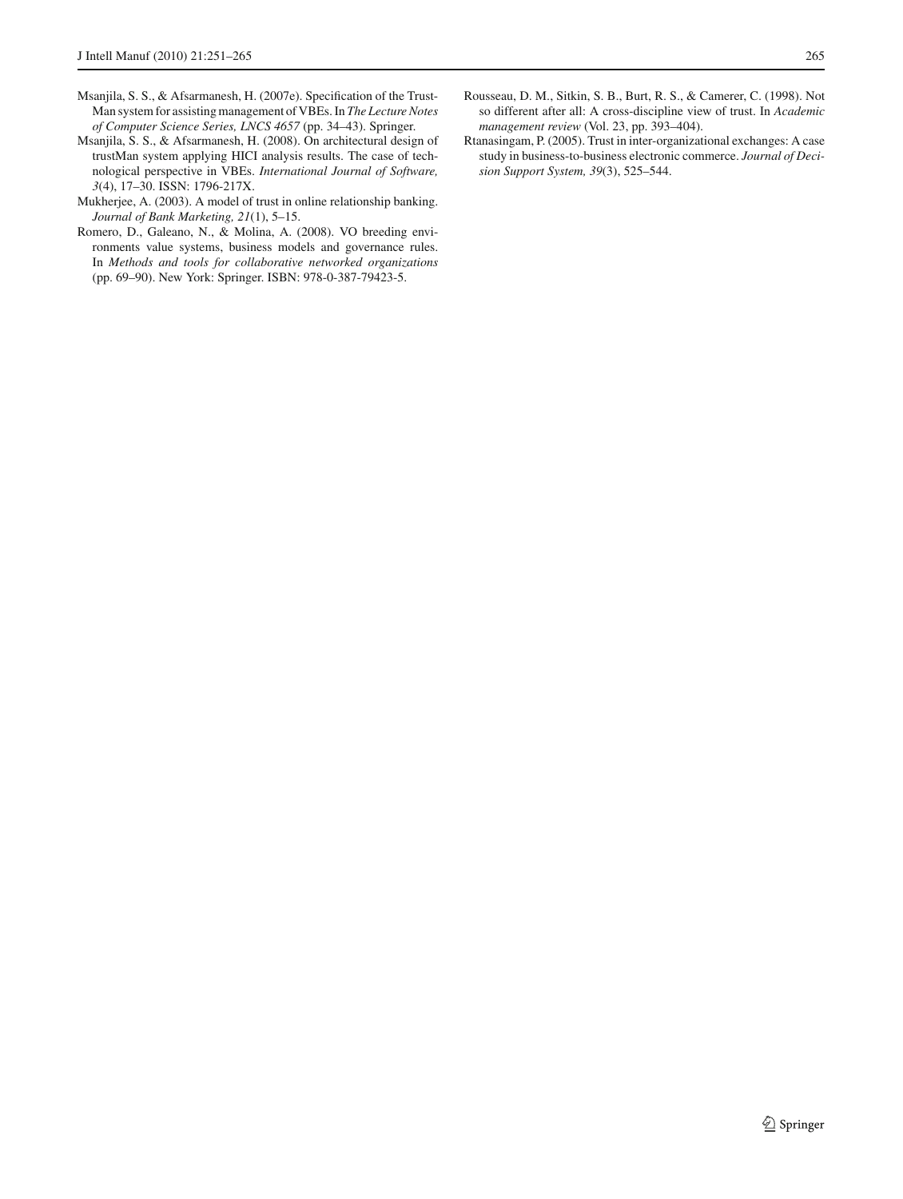Msanjila, S. S., & Afsarmanesh, H. (2007e). Specification of the Trust-Man system for assisting management of VBEs. In *The Lecture Notes of Computer Science Series, LNCS 4657* (pp. 34–43). Springer.

Msanjila, S. S., & Afsarmanesh, H. (2008). On architectural design of trustMan system applying HICI analysis results. The case of technological perspective in VBEs. *International Journal of Software, 3*(4), 17–30. ISSN: 1796-217X.

Mukherjee, A. (2003). A model of trust in online relationship banking. *Journal of Bank Marketing, 21*(1), 5–15.

Romero, D., Galeano, N., & Molina, A. (2008). VO breeding environments value systems, business models and governance rules. In *Methods and tools for collaborative networked organizations* (pp. 69–90). New York: Springer. ISBN: 978-0-387-79423-5.

Rousseau, D. M., Sitkin, S. B., Burt, R. S., & Camerer, C. (1998). Not so different after all: A cross-discipline view of trust. In *Academic management review* (Vol. 23, pp. 393–404).

Rtanasingam, P. (2005). Trust in inter-organizational exchanges: A case study in business-to-business electronic commerce. *Journal of Decision Support System, 39*(3), 525–544.